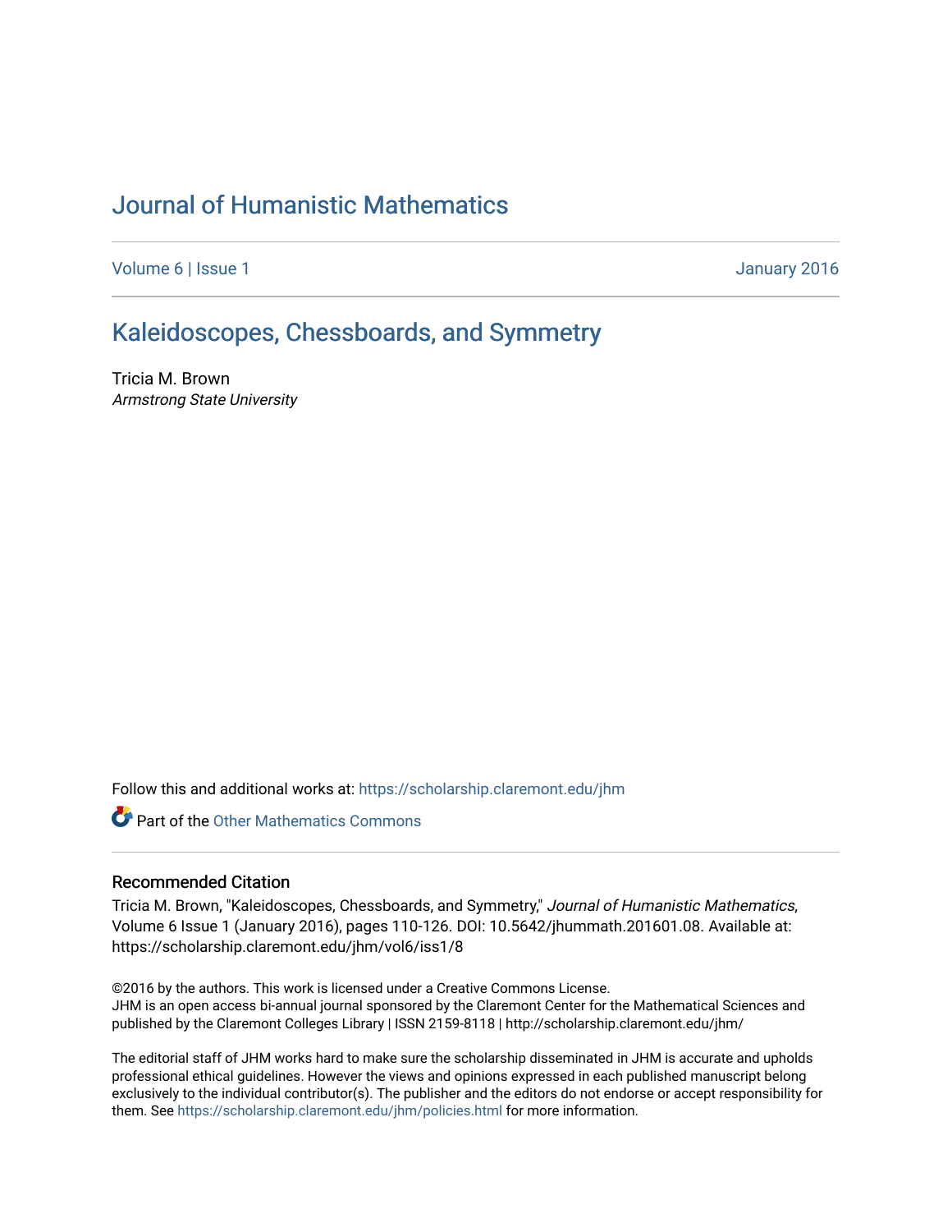# Journal of Humanistic Mathematics

Volume 6 | Issue 1 January 2016

## Kaleidoscopes, Chessboards, and Symmetry

Tricia M. Brown
*Armstrong State University*

Follow this and additional works at: https://scholarship.claremont.edu/jhm

Part of the Other Mathematics Commons

### Recommended Citation

Tricia M. Brown, "Kaleidoscopes, Chessboards, and Symmetry," *Journal of Humanistic Mathematics*, Volume 6 Issue 1 (January 2016), pages 110-126. DOI: 10.5642/jhummath.201601.08. Available at: https://scholarship.claremont.edu/jhm/vol6/iss1/8

©2016 by the authors. This work is licensed under a Creative Commons License.
JHM is an open access bi-annual journal sponsored by the Claremont Center for the Mathematical Sciences and published by the Claremont Colleges Library | ISSN 2159-8118 | http://scholarship.claremont.edu/jhm/

The editorial staff of JHM works hard to make sure the scholarship disseminated in JHM is accurate and upholds professional ethical guidelines. However the views and opinions expressed in each published manuscript belong exclusively to the individual contributor(s). The publisher and the editors do not endorse or accept responsibility for them. See https://scholarship.claremont.edu/jhm/policies.html for more information.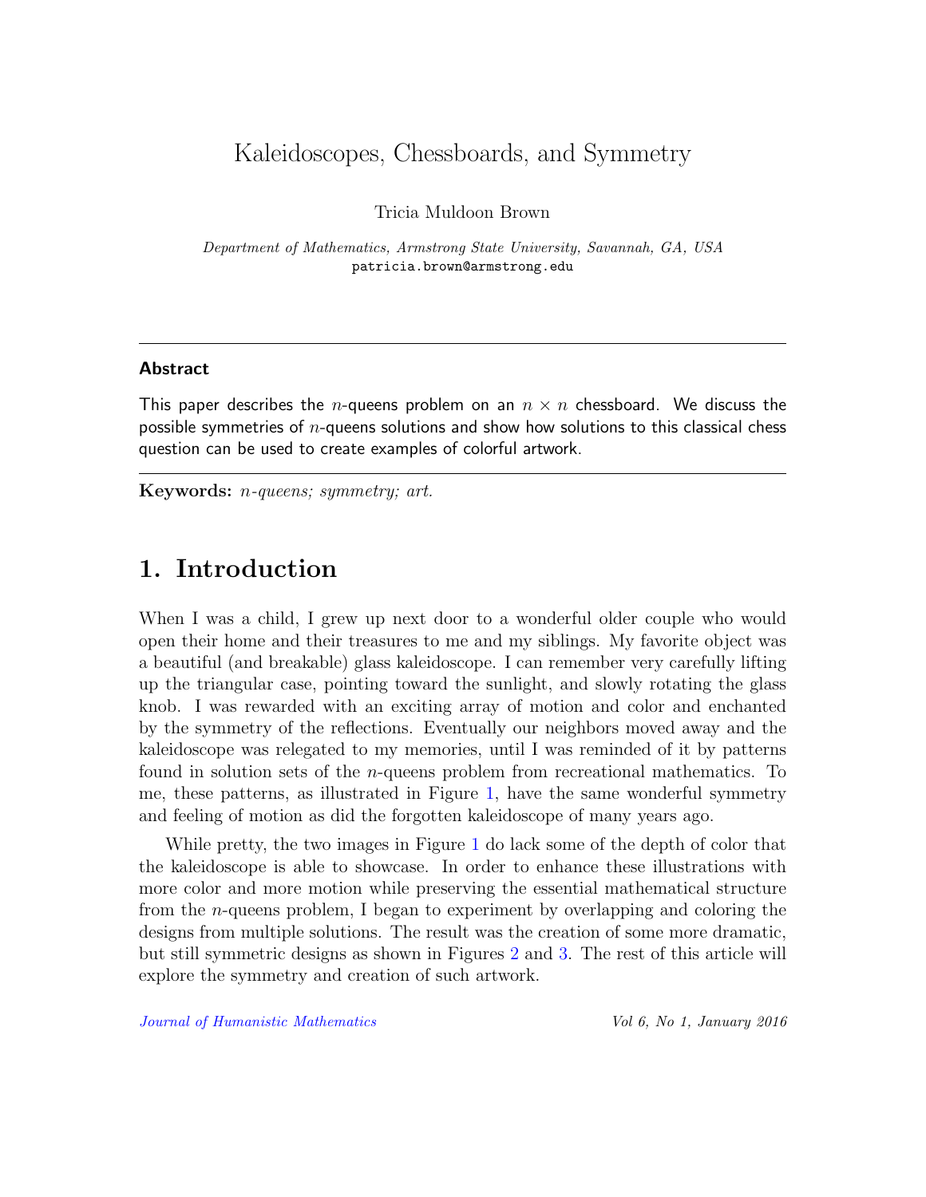# Kaleidoscopes, Chessboards, and Symmetry

Tricia Muldoon Brown

*Department of Mathematics, Armstrong State University, Savannah, GA, USA*
patricia.brown@armstrong.edu

---

**Abstract**

This paper describes the $n$-queens problem on an $n \times n$ chessboard. We discuss the possible symmetries of $n$-queens solutions and show how solutions to this classical chess question can be used to create examples of colorful artwork.

---

**Keywords:** *n-queens; symmetry; art.*

## 1. Introduction

When I was a child, I grew up next door to a wonderful older couple who would open their home and their treasures to me and my siblings. My favorite object was a beautiful (and breakable) glass kaleidoscope. I can remember very carefully lifting up the triangular case, pointing toward the sunlight, and slowly rotating the glass knob. I was rewarded with an exciting array of motion and color and enchanted by the symmetry of the reflections. Eventually our neighbors moved away and the kaleidoscope was relegated to my memories, until I was reminded of it by patterns found in solution sets of the $n$-queens problem from recreational mathematics. To me, these patterns, as illustrated in Figure 1, have the same wonderful symmetry and feeling of motion as did the forgotten kaleidoscope of many years ago.

While pretty, the two images in Figure 1 do lack some of the depth of color that the kaleidoscope is able to showcase. In order to enhance these illustrations with more color and more motion while preserving the essential mathematical structure from the $n$-queens problem, I began to experiment by overlapping and coloring the designs from multiple solutions. The result was the creation of some more dramatic, but still symmetric designs as shown in Figures 2 and 3. The rest of this article will explore the symmetry and creation of such artwork.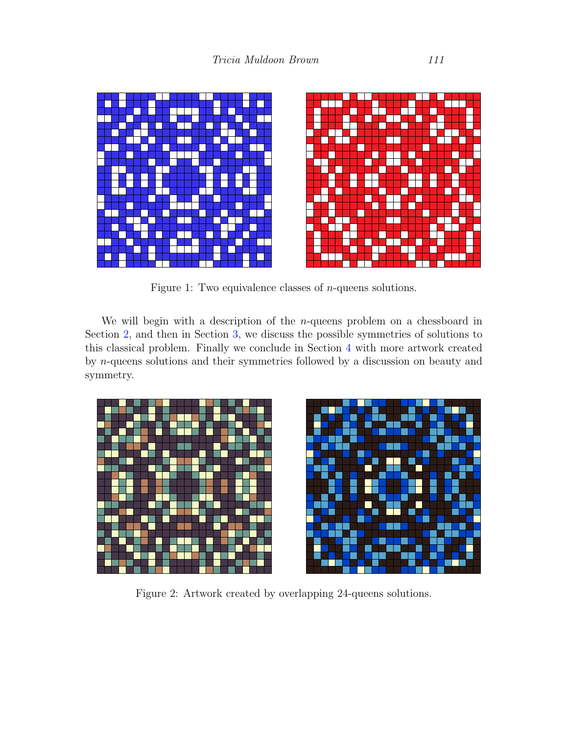Figure 1: Two equivalence classes of $n$-queens solutions.

We will begin with a description of the $n$-queens problem on a chessboard in Section 2, and then in Section 3, we discuss the possible symmetries of solutions to this classical problem. Finally we conclude in Section 4 with more artwork created by $n$-queens solutions and their symmetries followed by a discussion on beauty and symmetry.

Figure 2: Artwork created by overlapping 24-queens solutions.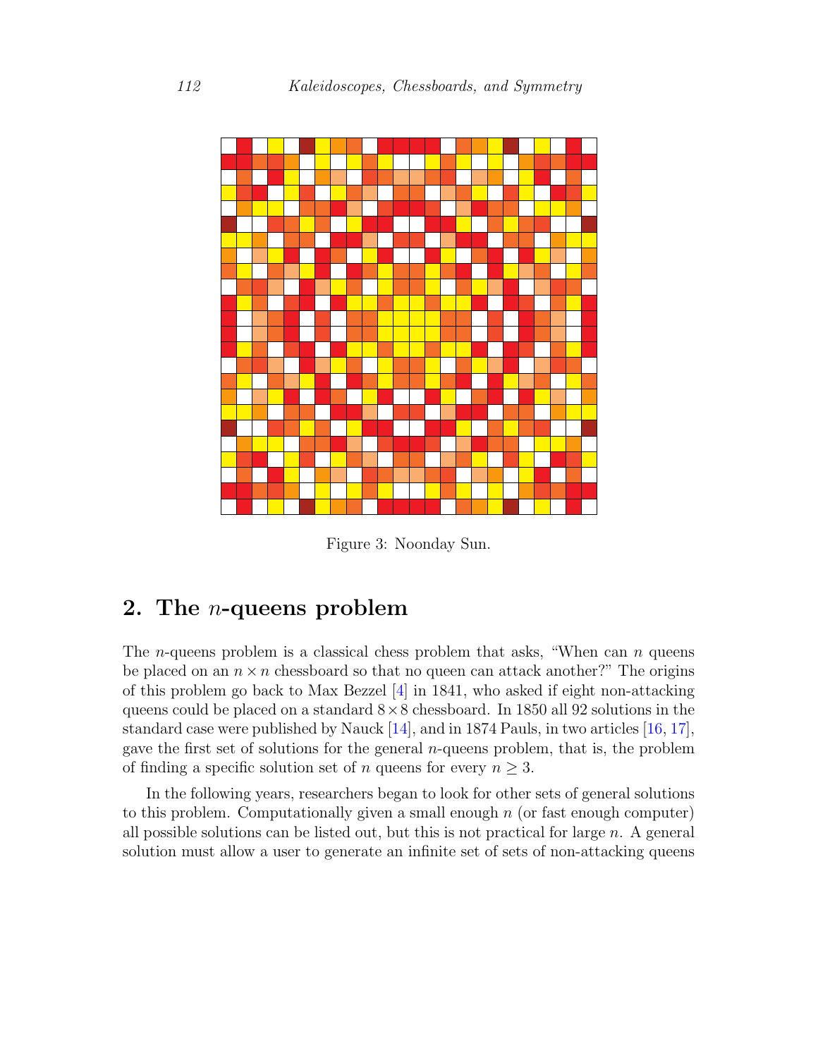Figure 3: Noonday Sun.

## 2. The $n$-queens problem

The $n$-queens problem is a classical chess problem that asks, "When can $n$ queens be placed on an $n \times n$ chessboard so that no queen can attack another?" The origins of this problem go back to Max Bezzel [4] in 1841, who asked if eight non-attacking queens could be placed on a standard $8 \times 8$ chessboard. In 1850 all 92 solutions in the standard case were published by Nauck [14], and in 1874 Pauls, in two articles [16, 17], gave the first set of solutions for the general $n$-queens problem, that is, the problem of finding a specific solution set of $n$ queens for every $n \geq 3$.

In the following years, researchers began to look for other sets of general solutions to this problem. Computationally given a small enough $n$ (or fast enough computer) all possible solutions can be listed out, but this is not practical for large $n$. A general solution must allow a user to generate an infinite set of sets of non-attacking queens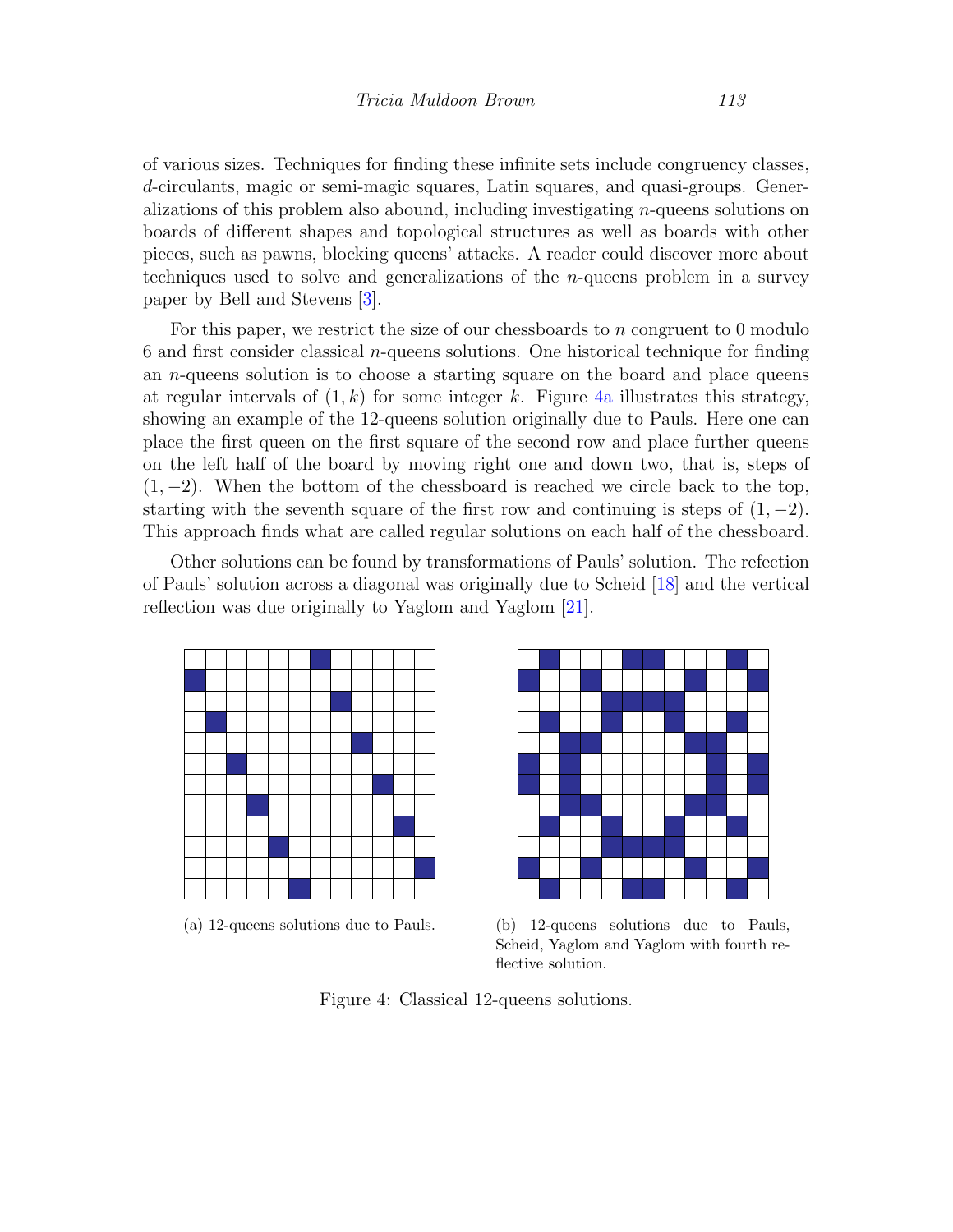of various sizes. Techniques for finding these infinite sets include congruency classes, $d$-circulants, magic or semi-magic squares, Latin squares, and quasi-groups. Generalizations of this problem also abound, including investigating $n$-queens solutions on boards of different shapes and topological structures as well as boards with other pieces, such as pawns, blocking queens' attacks. A reader could discover more about techniques used to solve and generalizations of the $n$-queens problem in a survey paper by Bell and Stevens [3].

For this paper, we restrict the size of our chessboards to $n$ congruent to 0 modulo 6 and first consider classical $n$-queens solutions. One historical technique for finding an $n$-queens solution is to choose a starting square on the board and place queens at regular intervals of $(1, k)$ for some integer $k$. Figure 4a illustrates this strategy, showing an example of the 12-queens solution originally due to Pauls. Here one can place the first queen on the first square of the second row and place further queens on the left half of the board by moving right one and down two, that is, steps of $(1, -2)$. When the bottom of the chessboard is reached we circle back to the top, starting with the seventh square of the first row and continuing is steps of $(1, -2)$. This approach finds what are called regular solutions on each half of the chessboard.

Other solutions can be found by transformations of Pauls' solution. The refection of Pauls' solution across a diagonal was originally due to Scheid [18] and the vertical reflection was due originally to Yaglom and Yaglom [21].

(a) 12-queens solutions due to Pauls.

(b) 12-queens solutions due to Pauls, Scheid, Yaglom and Yaglom with fourth reflective solution.

Figure 4: Classical 12-queens solutions.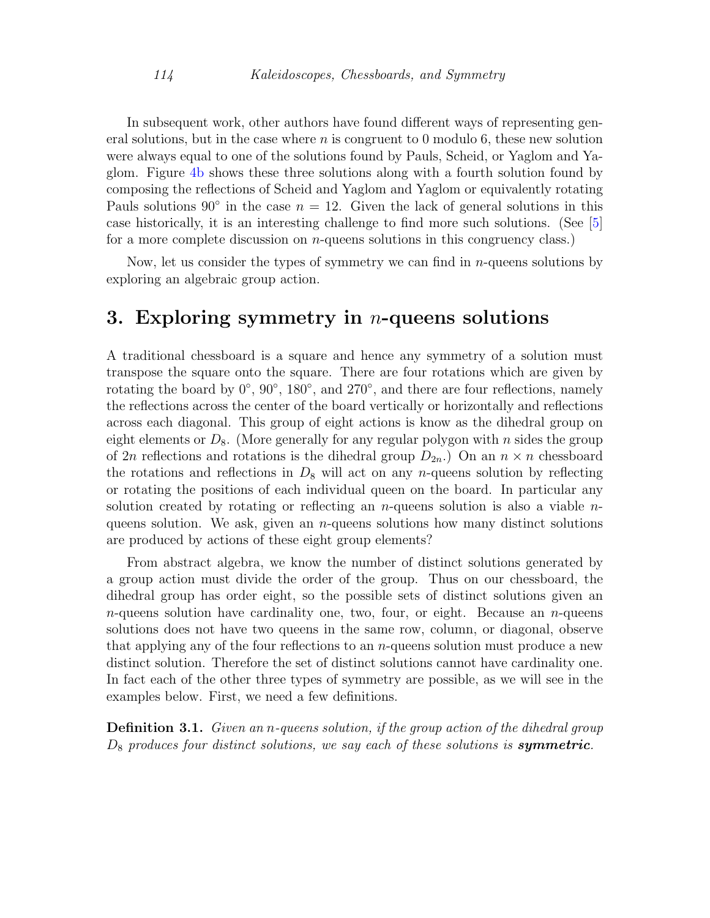In subsequent work, other authors have found different ways of representing general solutions, but in the case where $n$ is congruent to 0 modulo 6, these new solution were always equal to one of the solutions found by Pauls, Scheid, or Yaglom and Yaglom. Figure 4b shows these three solutions along with a fourth solution found by composing the reflections of Scheid and Yaglom and Yaglom or equivalently rotating Pauls solutions $90^\circ$ in the case $n = 12$. Given the lack of general solutions in this case historically, it is an interesting challenge to find more such solutions. (See [5] for a more complete discussion on $n$-queens solutions in this congruency class.)

Now, let us consider the types of symmetry we can find in $n$-queens solutions by exploring an algebraic group action.

## 3. Exploring symmetry in $n$-queens solutions

A traditional chessboard is a square and hence any symmetry of a solution must transpose the square onto the square. There are four rotations which are given by rotating the board by $0^\circ$, $90^\circ$, $180^\circ$, and $270^\circ$, and there are four reflections, namely the reflections across the center of the board vertically or horizontally and reflections across each diagonal. This group of eight actions is know as the dihedral group on eight elements or $D_8$. (More generally for any regular polygon with $n$ sides the group of $2n$ reflections and rotations is the dihedral group $D_{2n}$.) On an $n \times n$ chessboard the rotations and reflections in $D_8$ will act on any $n$-queens solution by reflecting or rotating the positions of each individual queen on the board. In particular any solution created by rotating or reflecting an $n$-queens solution is also a viable $n$-queens solution. We ask, given an $n$-queens solutions how many distinct solutions are produced by actions of these eight group elements?

From abstract algebra, we know the number of distinct solutions generated by a group action must divide the order of the group. Thus on our chessboard, the dihedral group has order eight, so the possible sets of distinct solutions given an $n$-queens solution have cardinality one, two, four, or eight. Because an $n$-queens solutions does not have two queens in the same row, column, or diagonal, observe that applying any of the four reflections to an $n$-queens solution must produce a new distinct solution. Therefore the set of distinct solutions cannot have cardinality one. In fact each of the other three types of symmetry are possible, as we will see in the examples below. First, we need a few definitions.

**Definition 3.1.** *Given an $n$-queens solution, if the group action of the dihedral group $D_8$ produces four distinct solutions, we say each of these solutions is **symmetric**.*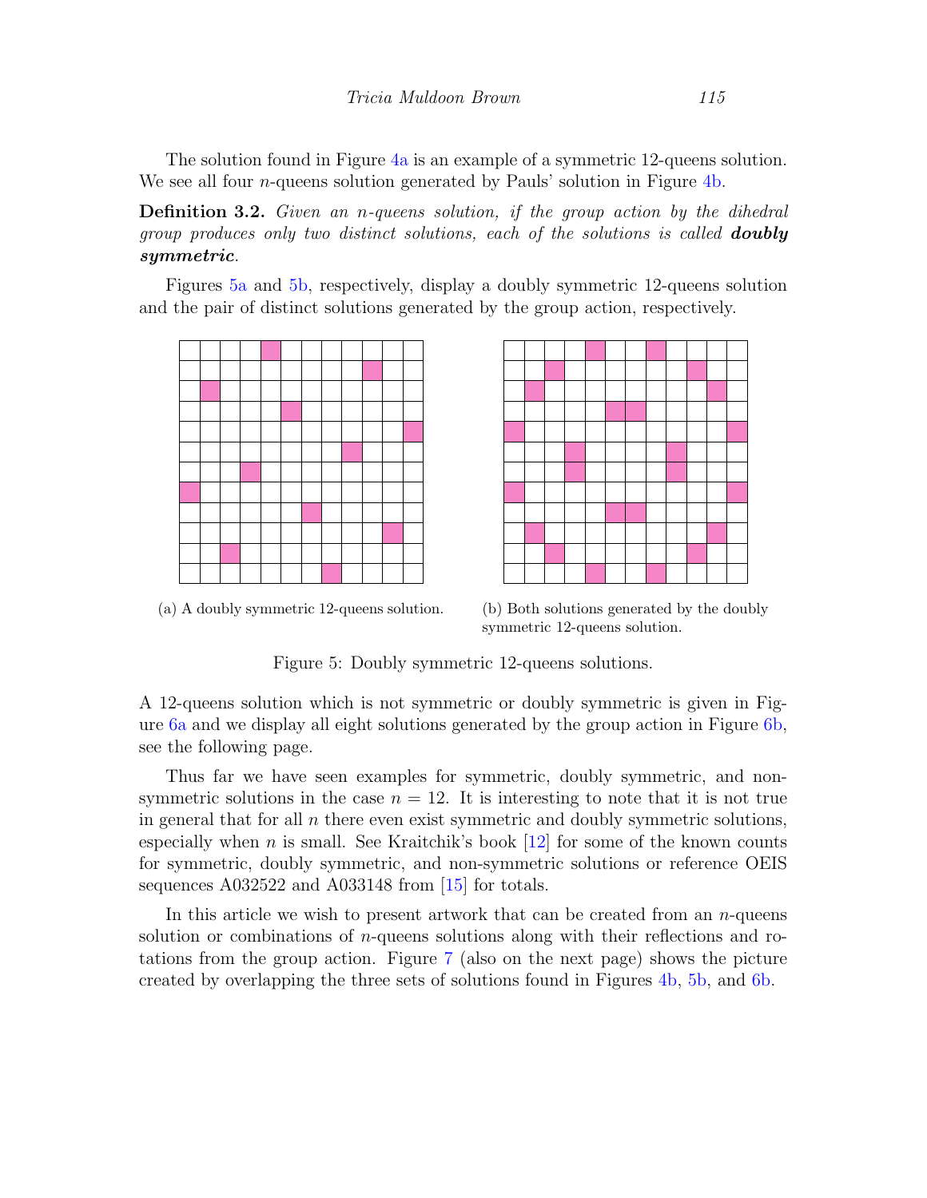The solution found in Figure 4a is an example of a symmetric 12-queens solution. We see all four $n$-queens solution generated by Pauls' solution in Figure 4b.

**Definition 3.2.** *Given an $n$-queens solution, if the group action by the dihedral group produces only two distinct solutions, each of the solutions is called **doubly symmetric**.*

Figures 5a and 5b, respectively, display a doubly symmetric 12-queens solution and the pair of distinct solutions generated by the group action, respectively.

(a) A doubly symmetric 12-queens solution.

(b) Both solutions generated by the doubly symmetric 12-queens solution.

Figure 5: Doubly symmetric 12-queens solutions.

A 12-queens solution which is not symmetric or doubly symmetric is given in Figure 6a and we display all eight solutions generated by the group action in Figure 6b, see the following page.

Thus far we have seen examples for symmetric, doubly symmetric, and non-symmetric solutions in the case $n = 12$. It is interesting to note that it is not true in general that for all $n$ there even exist symmetric and doubly symmetric solutions, especially when $n$ is small. See Kraitchik's book [12] for some of the known counts for symmetric, doubly symmetric, and non-symmetric solutions or reference OEIS sequences A032522 and A033148 from [15] for totals.

In this article we wish to present artwork that can be created from an $n$-queens solution or combinations of $n$-queens solutions along with their reflections and rotations from the group action. Figure 7 (also on the next page) shows the picture created by overlapping the three sets of solutions found in Figures 4b, 5b, and 6b.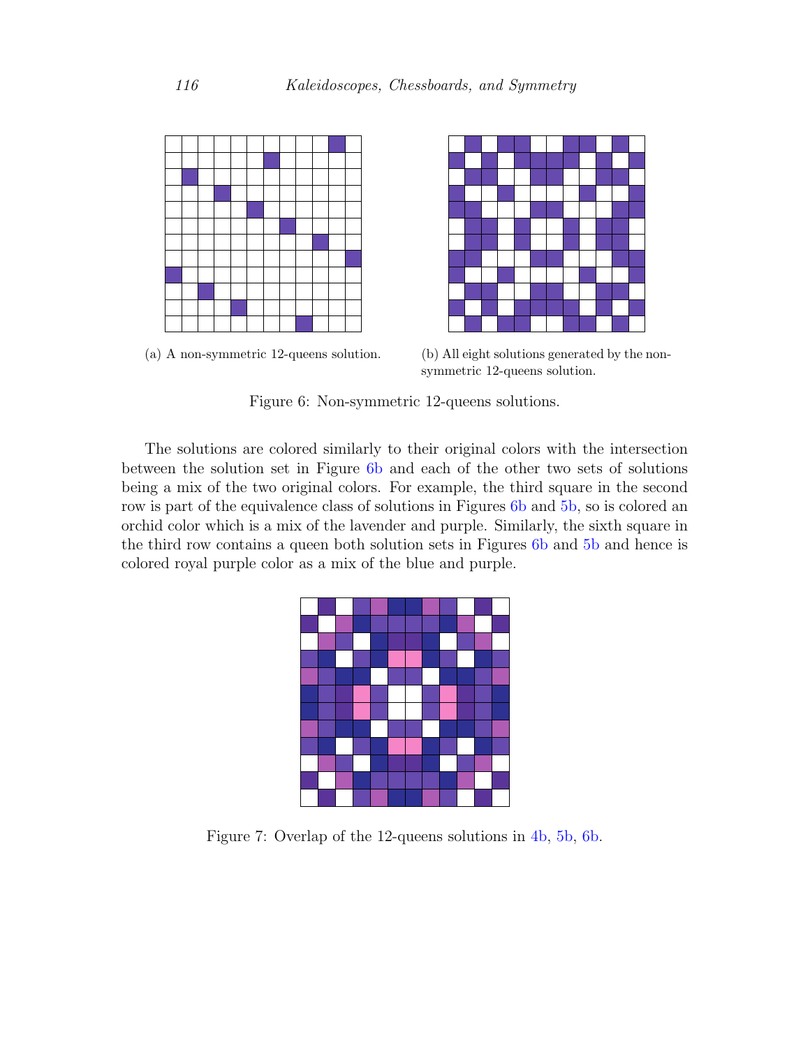(a) A non-symmetric 12-queens solution.

(b) All eight solutions generated by the non-symmetric 12-queens solution.

Figure 6: Non-symmetric 12-queens solutions.

The solutions are colored similarly to their original colors with the intersection between the solution set in Figure 6b and each of the other two sets of solutions being a mix of the two original colors. For example, the third square in the second row is part of the equivalence class of solutions in Figures 6b and 5b, so is colored an orchid color which is a mix of the lavender and purple. Similarly, the sixth square in the third row contains a queen both solution sets in Figures 6b and 5b and hence is colored royal purple color as a mix of the blue and purple.

Figure 7: Overlap of the 12-queens solutions in 4b, 5b, 6b.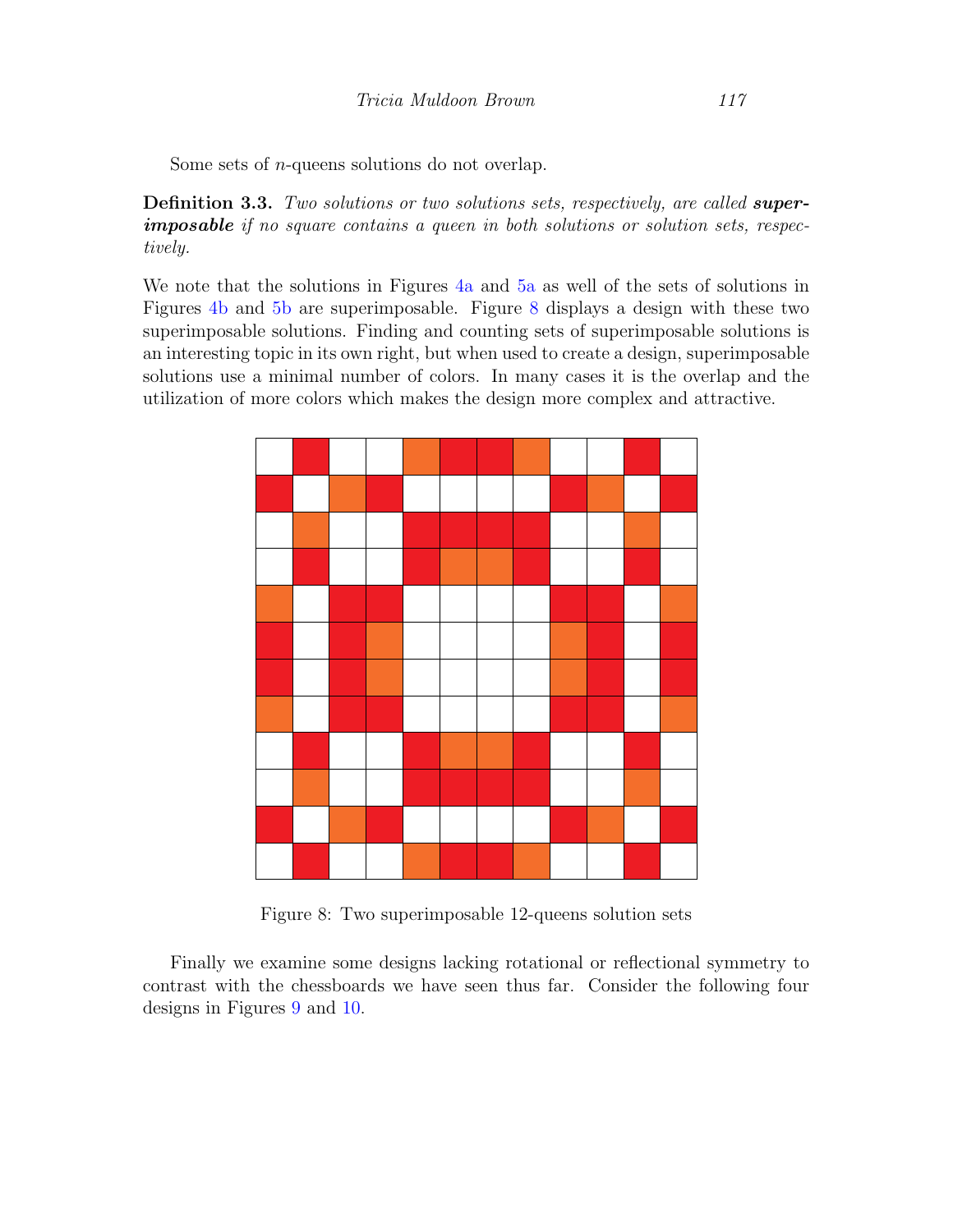Some sets of $n$-queens solutions do not overlap.

**Definition 3.3.** *Two solutions or two solutions sets, respectively, are called* ***superimposable*** *if no square contains a queen in both solutions or solution sets, respectively.*

We note that the solutions in Figures 4a and 5a as well of the sets of solutions in Figures 4b and 5b are superimposable. Figure 8 displays a design with these two superimposable solutions. Finding and counting sets of superimposable solutions is an interesting topic in its own right, but when used to create a design, superimposable solutions use a minimal number of colors. In many cases it is the overlap and the utilization of more colors which makes the design more complex and attractive.

Figure 8: Two superimposable 12-queens solution sets

Finally we examine some designs lacking rotational or reflectional symmetry to contrast with the chessboards we have seen thus far. Consider the following four designs in Figures 9 and 10.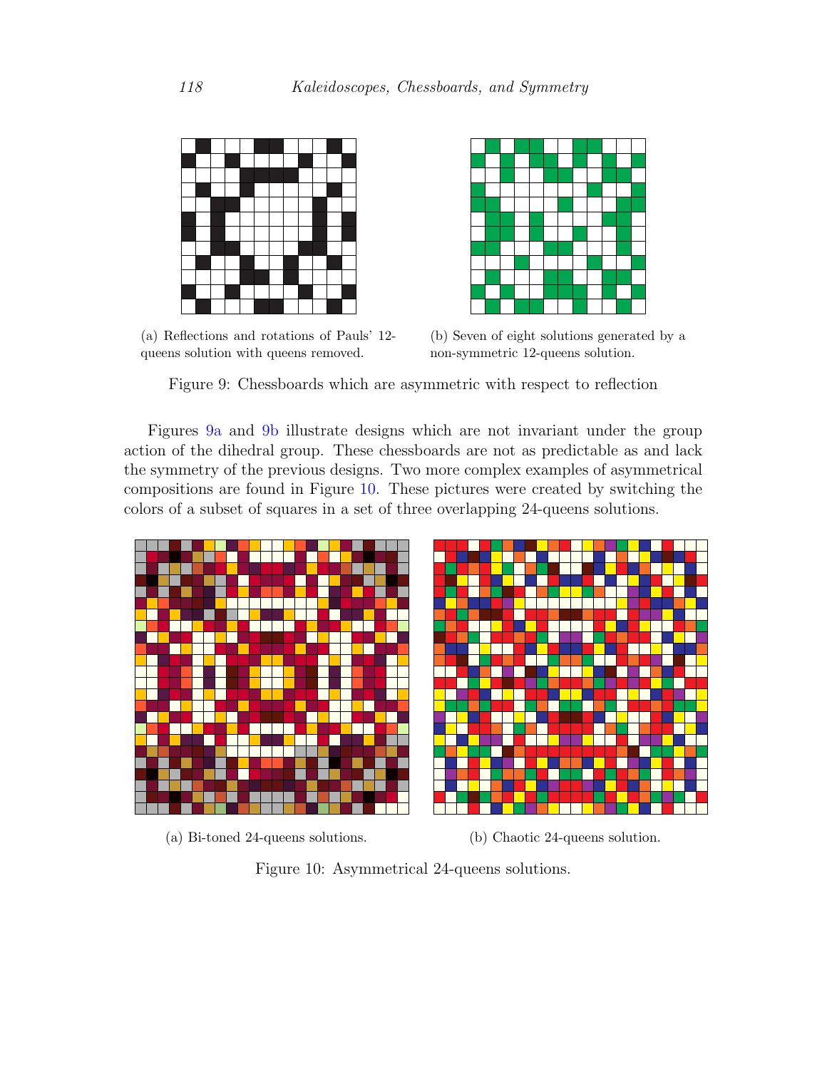(a) Reflections and rotations of Pauls' 12-queens solution with queens removed.

(b) Seven of eight solutions generated by a non-symmetric 12-queens solution.

Figure 9: Chessboards which are asymmetric with respect to reflection

Figures 9a and 9b illustrate designs which are not invariant under the group action of the dihedral group. These chessboards are not as predictable as and lack the symmetry of the previous designs. Two more complex examples of asymmetrical compositions are found in Figure 10. These pictures were created by switching the colors of a subset of squares in a set of three overlapping 24-queens solutions.

(a) Bi-toned 24-queens solutions.

(b) Chaotic 24-queens solution.

Figure 10: Asymmetrical 24-queens solutions.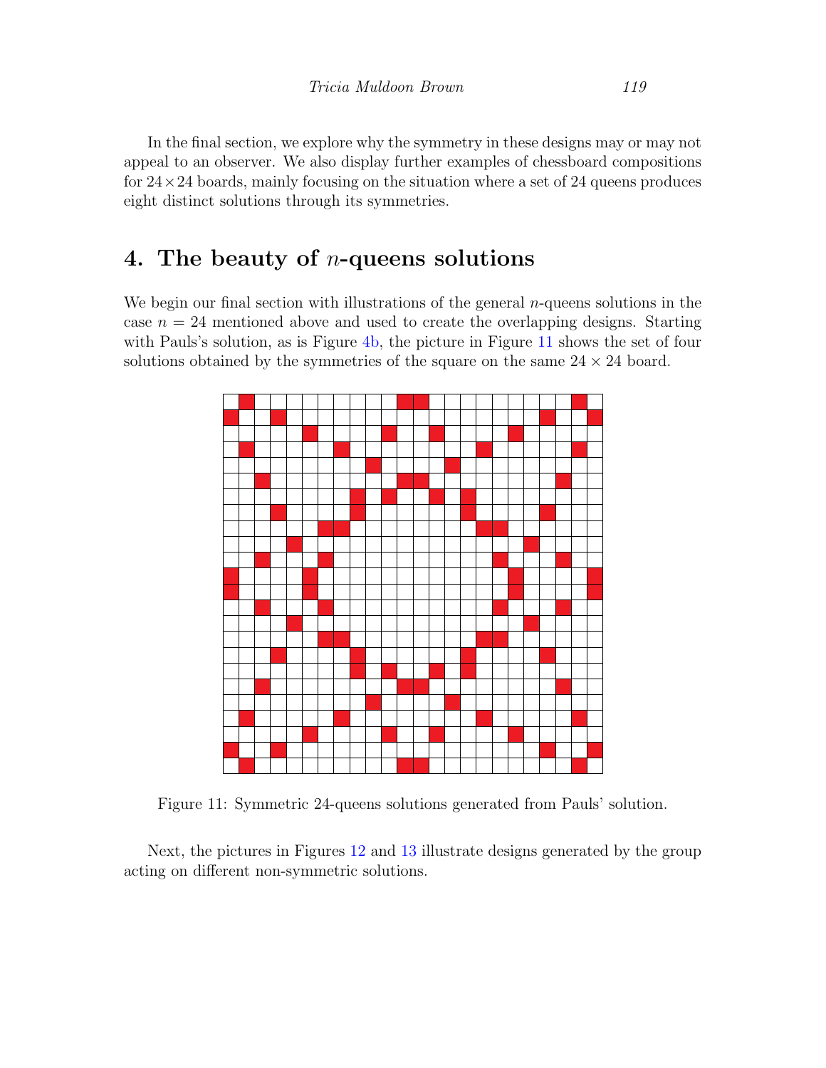In the final section, we explore why the symmetry in these designs may or may not appeal to an observer. We also display further examples of chessboard compositions for $24 \times 24$ boards, mainly focusing on the situation where a set of 24 queens produces eight distinct solutions through its symmetries.

## 4. The beauty of $n$-queens solutions

We begin our final section with illustrations of the general $n$-queens solutions in the case $n = 24$ mentioned above and used to create the overlapping designs. Starting with Pauls's solution, as is Figure 4b, the picture in Figure 11 shows the set of four solutions obtained by the symmetries of the square on the same $24 \times 24$ board.

Figure 11: Symmetric 24-queens solutions generated from Pauls' solution.

Next, the pictures in Figures 12 and 13 illustrate designs generated by the group acting on different non-symmetric solutions.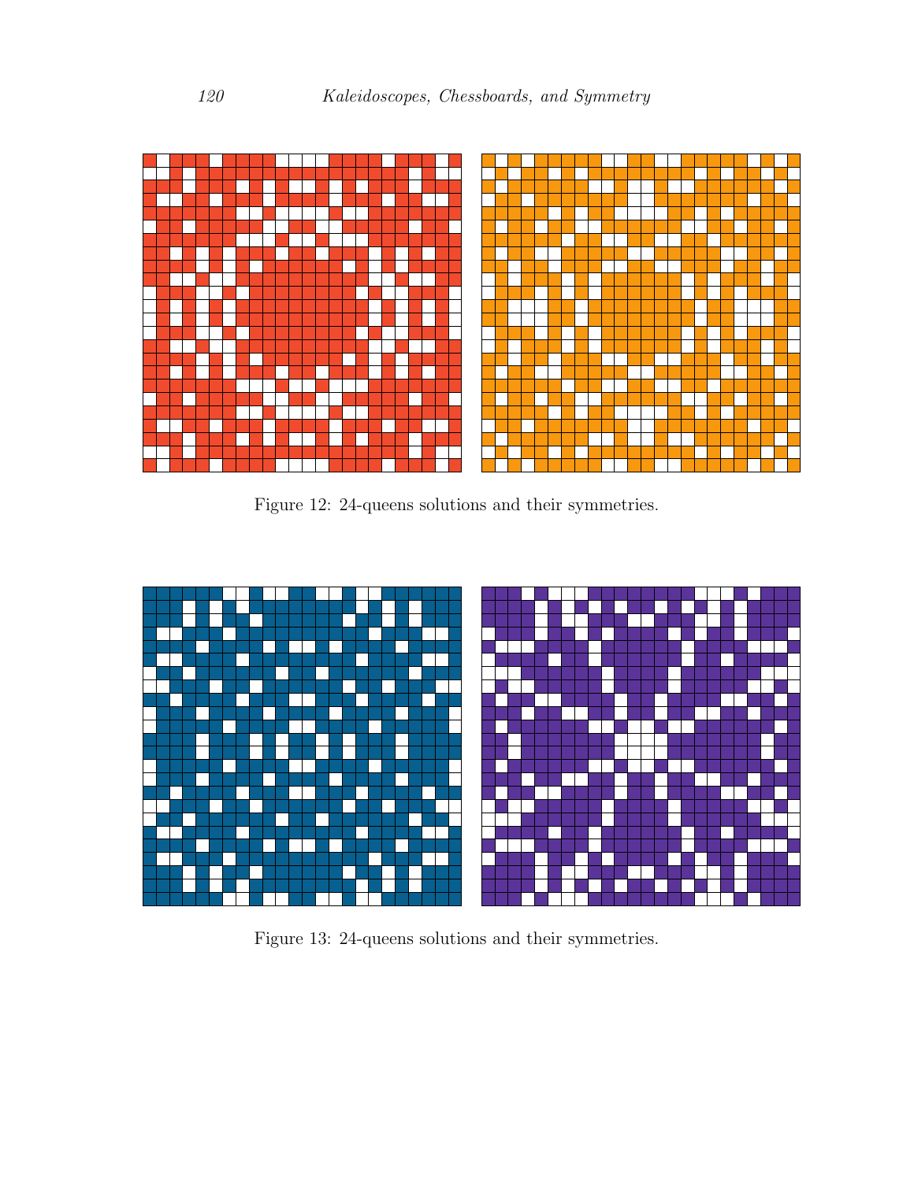Figure 12: 24-queens solutions and their symmetries.

Figure 13: 24-queens solutions and their symmetries.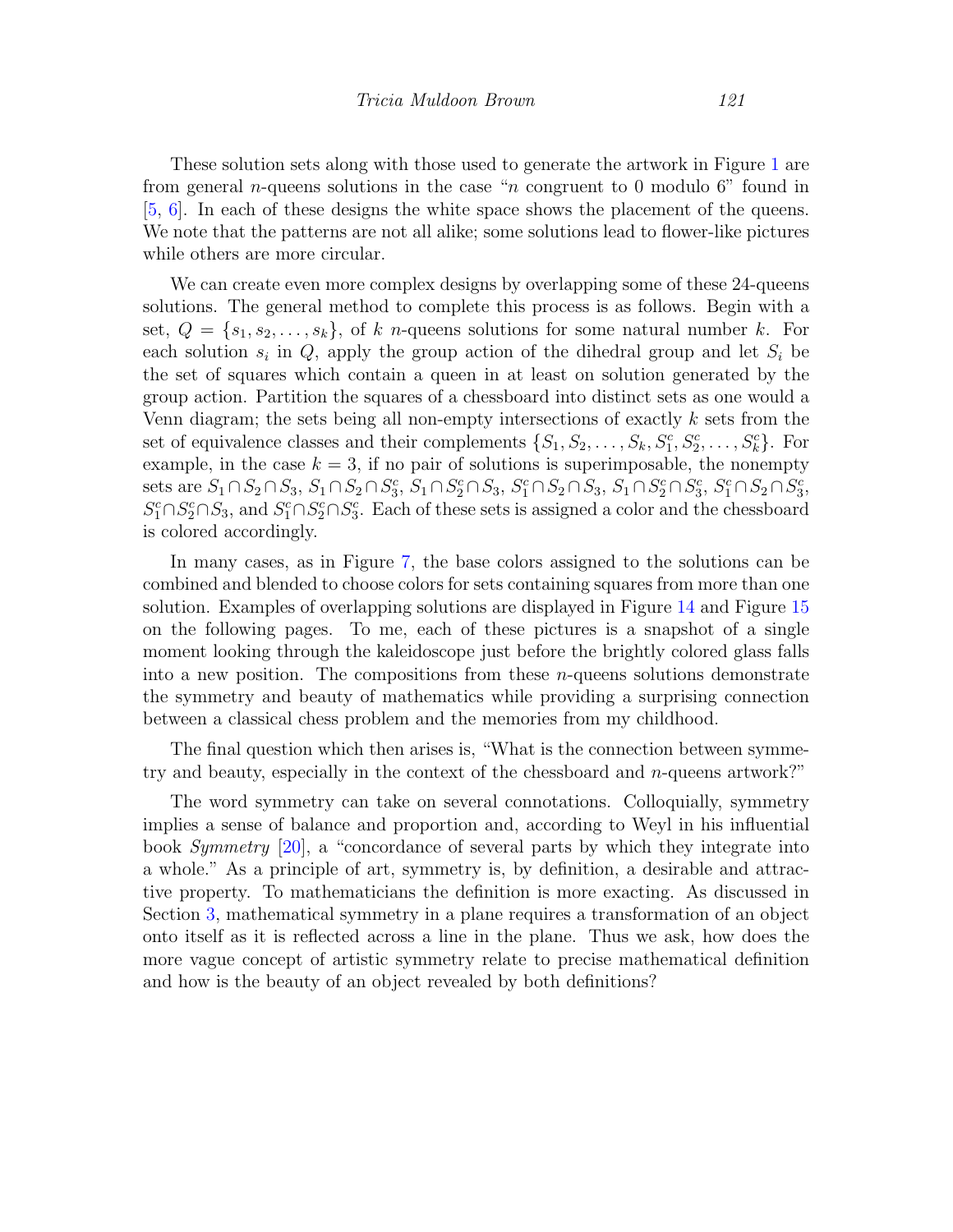These solution sets along with those used to generate the artwork in Figure 1 are from general $n$-queens solutions in the case "$n$ congruent to 0 modulo 6" found in [5, 6]. In each of these designs the white space shows the placement of the queens. We note that the patterns are not all alike; some solutions lead to flower-like pictures while others are more circular.

We can create even more complex designs by overlapping some of these 24-queens solutions. The general method to complete this process is as follows. Begin with a set, $Q = \{s_1, s_2, \ldots, s_k\}$, of $k$ $n$-queens solutions for some natural number $k$. For each solution $s_i$ in $Q$, apply the group action of the dihedral group and let $S_i$ be the set of squares which contain a queen in at least on solution generated by the group action. Partition the squares of a chessboard into distinct sets as one would a Venn diagram; the sets being all non-empty intersections of exactly $k$ sets from the set of equivalence classes and their complements $\{S_1, S_2, \ldots, S_k, S_1^c, S_2^c, \ldots, S_k^c\}$. For example, in the case $k = 3$, if no pair of solutions is superimposable, the nonempty sets are $S_1 \cap S_2 \cap S_3$, $S_1 \cap S_2 \cap S_3^c$, $S_1 \cap S_2^c \cap S_3$, $S_1^c \cap S_2 \cap S_3$, $S_1 \cap S_2^c \cap S_3^c$, $S_1^c \cap S_2 \cap S_3^c$, $S_1^c \cap S_2^c \cap S_3$, and $S_1^c \cap S_2^c \cap S_3^c$. Each of these sets is assigned a color and the chessboard is colored accordingly.

In many cases, as in Figure 7, the base colors assigned to the solutions can be combined and blended to choose colors for sets containing squares from more than one solution. Examples of overlapping solutions are displayed in Figure 14 and Figure 15 on the following pages. To me, each of these pictures is a snapshot of a single moment looking through the kaleidoscope just before the brightly colored glass falls into a new position. The compositions from these $n$-queens solutions demonstrate the symmetry and beauty of mathematics while providing a surprising connection between a classical chess problem and the memories from my childhood.

The final question which then arises is, "What is the connection between symmetry and beauty, especially in the context of the chessboard and $n$-queens artwork?"

The word symmetry can take on several connotations. Colloquially, symmetry implies a sense of balance and proportion and, according to Weyl in his influential book *Symmetry* [20], a "concordance of several parts by which they integrate into a whole." As a principle of art, symmetry is, by definition, a desirable and attractive property. To mathematicians the definition is more exacting. As discussed in Section 3, mathematical symmetry in a plane requires a transformation of an object onto itself as it is reflected across a line in the plane. Thus we ask, how does the more vague concept of artistic symmetry relate to precise mathematical definition and how is the beauty of an object revealed by both definitions?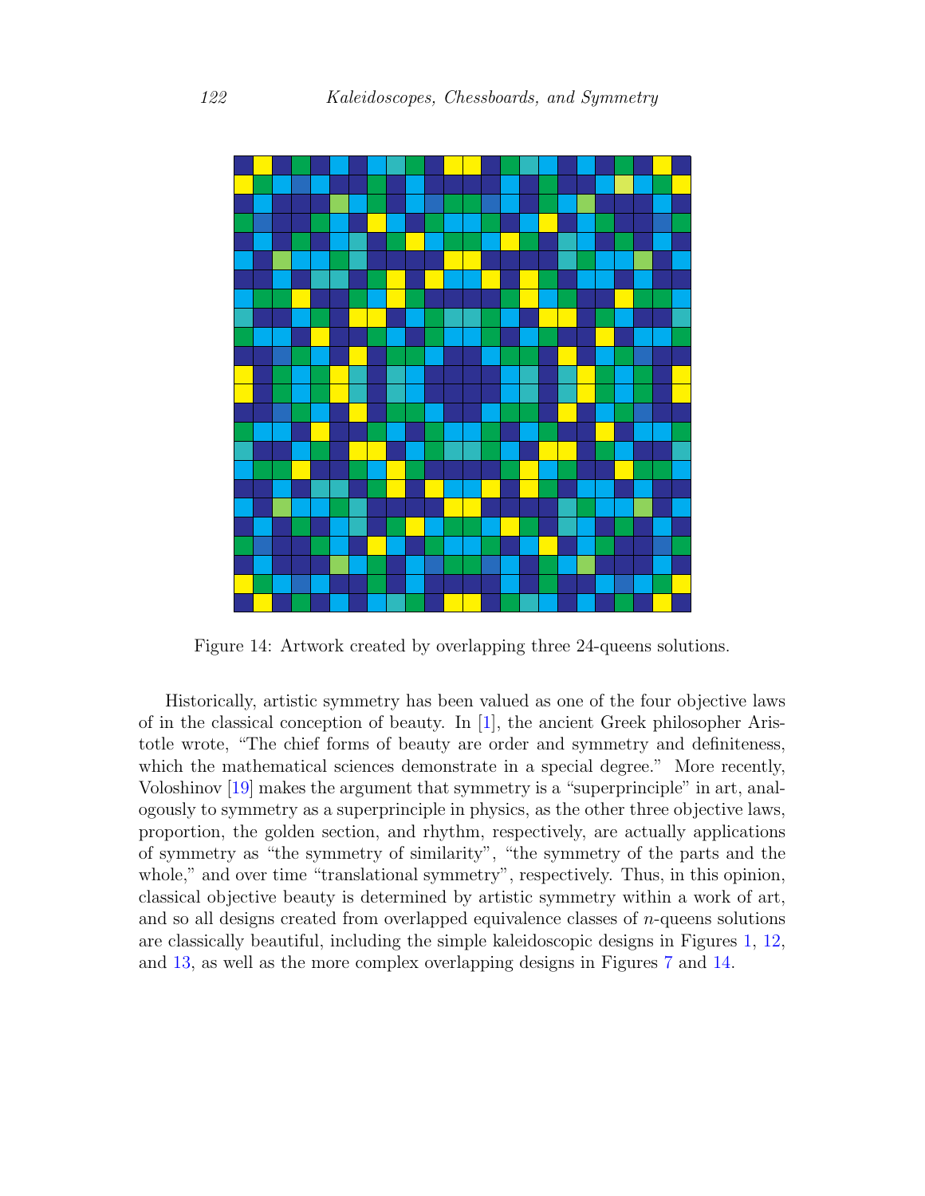Figure 14: Artwork created by overlapping three 24-queens solutions.

Historically, artistic symmetry has been valued as one of the four objective laws of in the classical conception of beauty. In [1], the ancient Greek philosopher Aristotle wrote, "The chief forms of beauty are order and symmetry and definiteness, which the mathematical sciences demonstrate in a special degree." More recently, Voloshinov [19] makes the argument that symmetry is a "superprinciple" in art, analogously to symmetry as a superprinciple in physics, as the other three objective laws, proportion, the golden section, and rhythm, respectively, are actually applications of symmetry as "the symmetry of similarity", "the symmetry of the parts and the whole," and over time "translational symmetry", respectively. Thus, in this opinion, classical objective beauty is determined by artistic symmetry within a work of art, and so all designs created from overlapped equivalence classes of $n$-queens solutions are classically beautiful, including the simple kaleidoscopic designs in Figures 1, 12, and 13, as well as the more complex overlapping designs in Figures 7 and 14.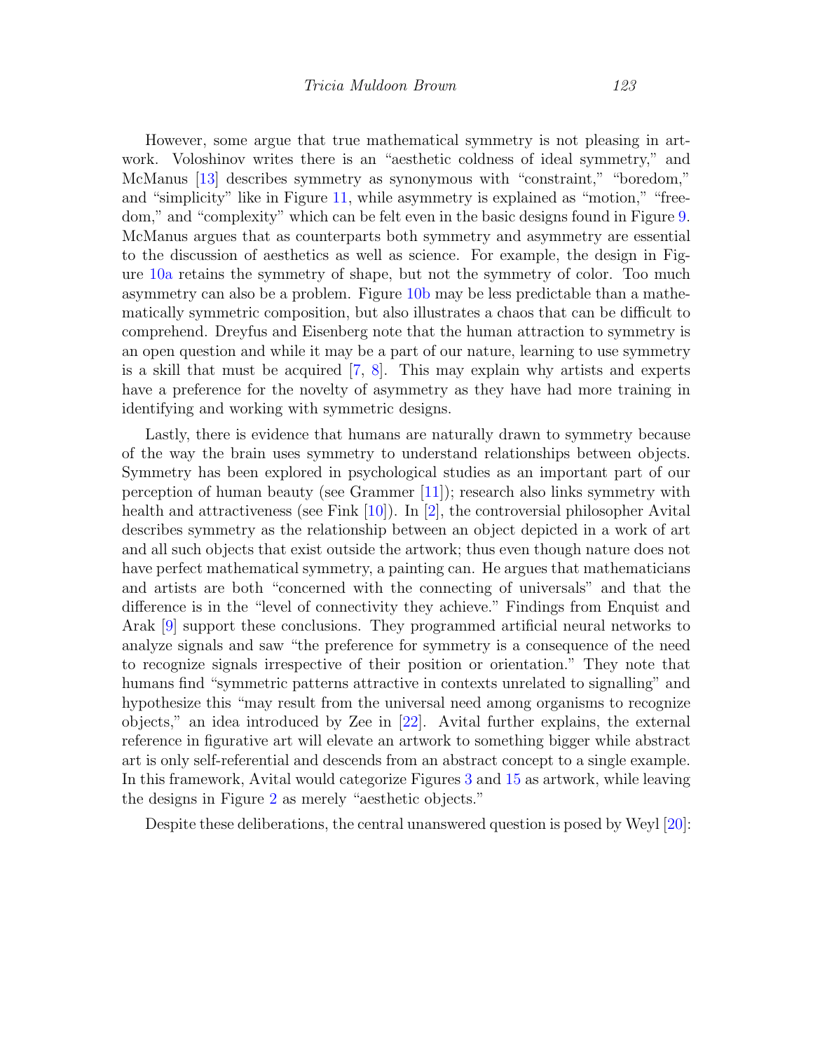However, some argue that true mathematical symmetry is not pleasing in artwork. Voloshinov writes there is an "aesthetic coldness of ideal symmetry," and McManus [13] describes symmetry as synonymous with "constraint," "boredom," and "simplicity" like in Figure 11, while asymmetry is explained as "motion," "freedom," and "complexity" which can be felt even in the basic designs found in Figure 9. McManus argues that as counterparts both symmetry and asymmetry are essential to the discussion of aesthetics as well as science. For example, the design in Figure 10a retains the symmetry of shape, but not the symmetry of color. Too much asymmetry can also be a problem. Figure 10b may be less predictable than a mathematically symmetric composition, but also illustrates a chaos that can be difficult to comprehend. Dreyfus and Eisenberg note that the human attraction to symmetry is an open question and while it may be a part of our nature, learning to use symmetry is a skill that must be acquired [7, 8]. This may explain why artists and experts have a preference for the novelty of asymmetry as they have had more training in identifying and working with symmetric designs.

Lastly, there is evidence that humans are naturally drawn to symmetry because of the way the brain uses symmetry to understand relationships between objects. Symmetry has been explored in psychological studies as an important part of our perception of human beauty (see Grammer [11]); research also links symmetry with health and attractiveness (see Fink [10]). In [2], the controversial philosopher Avital describes symmetry as the relationship between an object depicted in a work of art and all such objects that exist outside the artwork; thus even though nature does not have perfect mathematical symmetry, a painting can. He argues that mathematicians and artists are both "concerned with the connecting of universals" and that the difference is in the "level of connectivity they achieve." Findings from Enquist and Arak [9] support these conclusions. They programmed artificial neural networks to analyze signals and saw "the preference for symmetry is a consequence of the need to recognize signals irrespective of their position or orientation." They note that humans find "symmetric patterns attractive in contexts unrelated to signalling" and hypothesize this "may result from the universal need among organisms to recognize objects," an idea introduced by Zee in [22]. Avital further explains, the external reference in figurative art will elevate an artwork to something bigger while abstract art is only self-referential and descends from an abstract concept to a single example. In this framework, Avital would categorize Figures 3 and 15 as artwork, while leaving the designs in Figure 2 as merely "aesthetic objects."

Despite these deliberations, the central unanswered question is posed by Weyl [20]: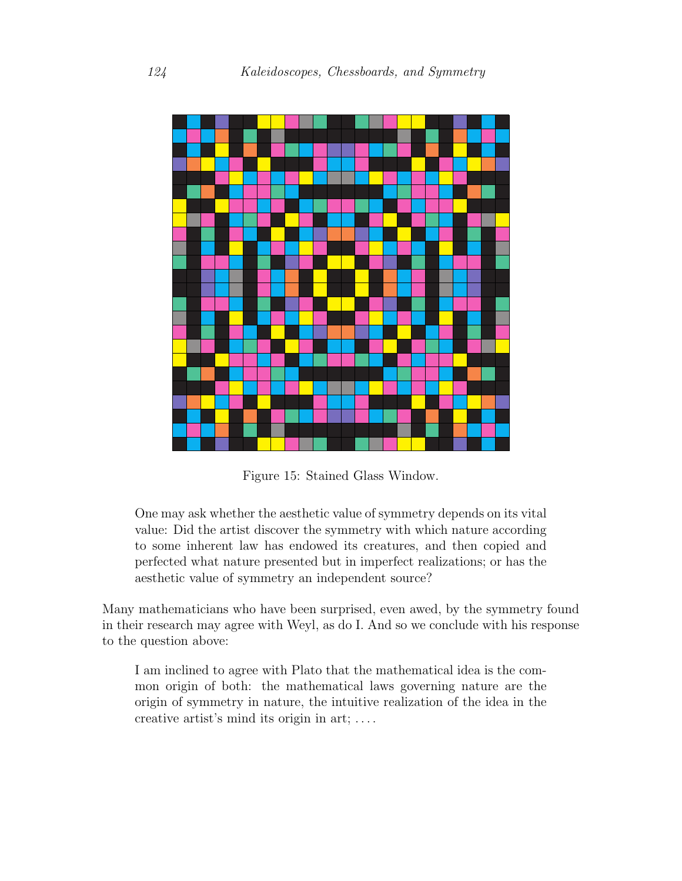Figure 15: Stained Glass Window.

> One may ask whether the aesthetic value of symmetry depends on its vital value: Did the artist discover the symmetry with which nature according to some inherent law has endowed its creatures, and then copied and perfected what nature presented but in imperfect realizations; or has the aesthetic value of symmetry an independent source?

Many mathematicians who have been surprised, even awed, by the symmetry found in their research may agree with Weyl, as do I. And so we conclude with his response to the question above:

> I am inclined to agree with Plato that the mathematical idea is the common origin of both: the mathematical laws governing nature are the origin of symmetry in nature, the intuitive realization of the idea in the creative artist's mind its origin in art; . . . .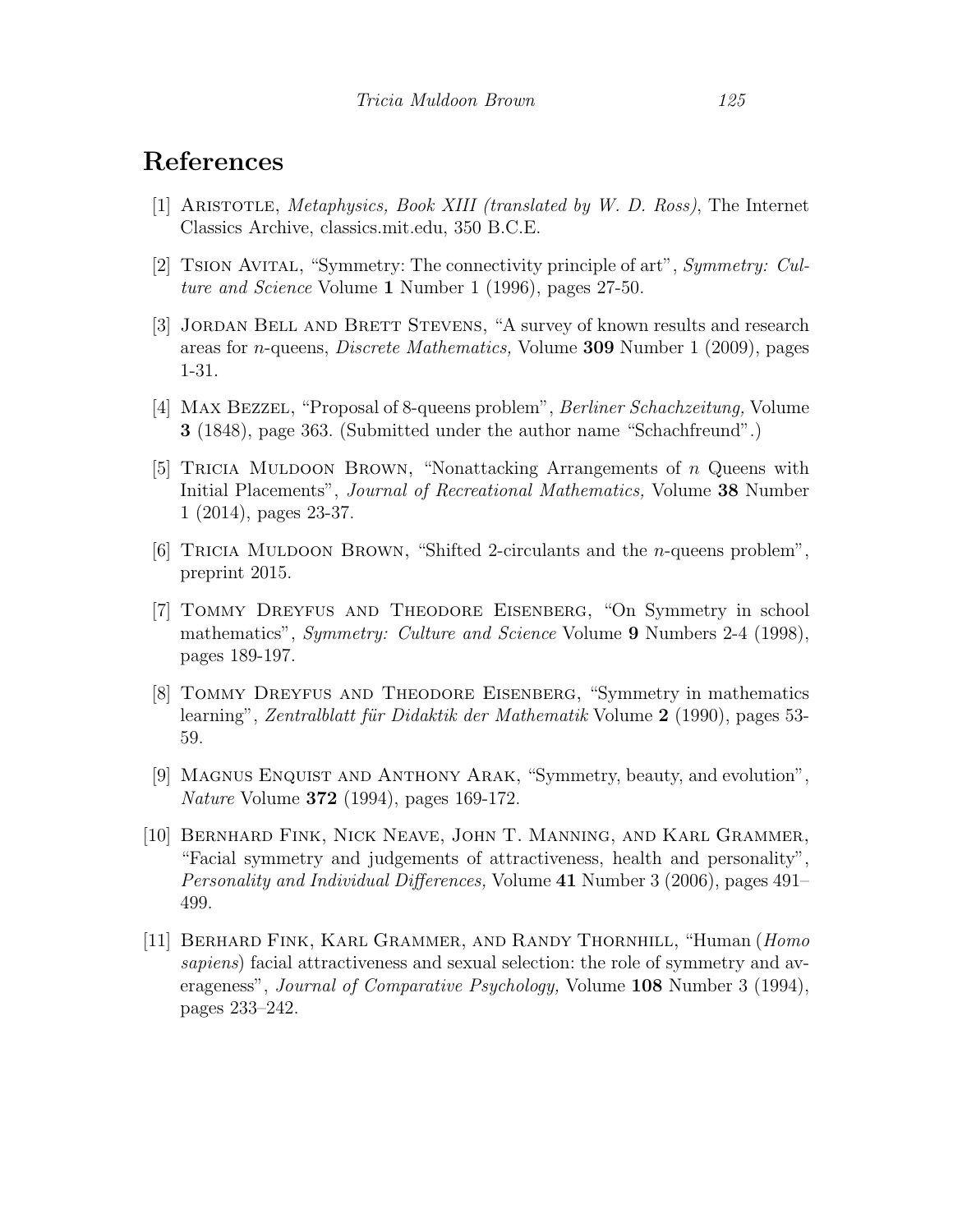## References

[1] Aristotle, *Metaphysics, Book XIII (translated by W. D. Ross)*, The Internet Classics Archive, classics.mit.edu, 350 B.C.E.

[2] Tsion Avital, "Symmetry: The connectivity principle of art", *Symmetry: Culture and Science* Volume **1** Number 1 (1996), pages 27-50.

[3] Jordan Bell and Brett Stevens, "A survey of known results and research areas for $n$-queens, *Discrete Mathematics,* Volume **309** Number 1 (2009), pages 1-31.

[4] Max Bezzel, "Proposal of 8-queens problem", *Berliner Schachzeitung,* Volume **3** (1848), page 363. (Submitted under the author name "Schachfreund".)

[5] Tricia Muldoon Brown, "Nonattacking Arrangements of $n$ Queens with Initial Placements", *Journal of Recreational Mathematics,* Volume **38** Number 1 (2014), pages 23-37.

[6] Tricia Muldoon Brown, "Shifted 2-circulants and the $n$-queens problem", preprint 2015.

[7] Tommy Dreyfus and Theodore Eisenberg, "On Symmetry in school mathematics", *Symmetry: Culture and Science* Volume **9** Numbers 2-4 (1998), pages 189-197.

[8] Tommy Dreyfus and Theodore Eisenberg, "Symmetry in mathematics learning", *Zentralblatt für Didaktik der Mathematik* Volume **2** (1990), pages 53-59.

[9] Magnus Enquist and Anthony Arak, "Symmetry, beauty, and evolution", *Nature* Volume **372** (1994), pages 169-172.

[10] Bernhard Fink, Nick Neave, John T. Manning, and Karl Grammer, "Facial symmetry and judgements of attractiveness, health and personality", *Personality and Individual Differences,* Volume **41** Number 3 (2006), pages 491–499.

[11] Berhard Fink, Karl Grammer, and Randy Thornhill, "Human (*Homo sapiens*) facial attractiveness and sexual selection: the role of symmetry and averageness", *Journal of Comparative Psychology,* Volume **108** Number 3 (1994), pages 233–242.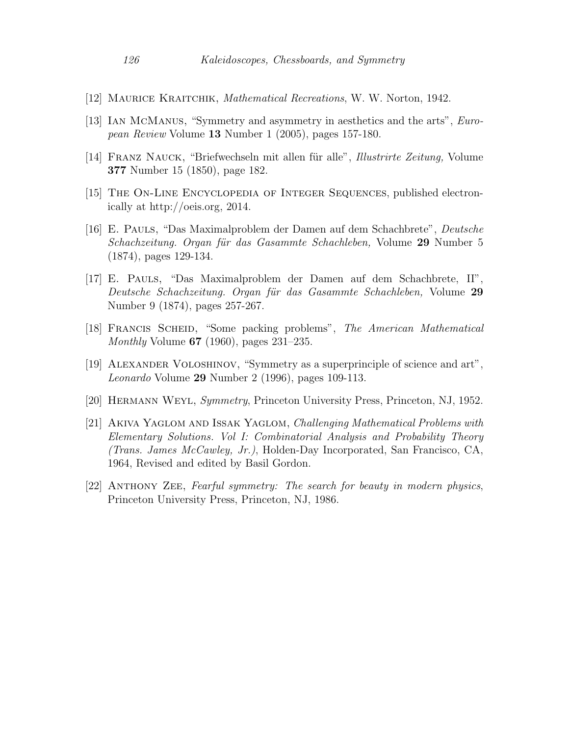[12] Maurice Kraitchik, *Mathematical Recreations*, W. W. Norton, 1942.

[13] Ian McManus, "Symmetry and asymmetry in aesthetics and the arts", *European Review* Volume **13** Number 1 (2005), pages 157-180.

[14] Franz Nauck, "Briefwechseln mit allen für alle", *Illustrirte Zeitung,* Volume **377** Number 15 (1850), page 182.

[15] The On-Line Encyclopedia of Integer Sequences, published electronically at http://oeis.org, 2014.

[16] E. Pauls, "Das Maximalproblem der Damen auf dem Schachbrete", *Deutsche Schachzeitung. Organ für das Gasammte Schachleben,* Volume **29** Number 5 (1874), pages 129-134.

[17] E. Pauls, "Das Maximalproblem der Damen auf dem Schachbrete, II", *Deutsche Schachzeitung. Organ für das Gasammte Schachleben,* Volume **29** Number 9 (1874), pages 257-267.

[18] Francis Scheid, "Some packing problems", *The American Mathematical Monthly* Volume **67** (1960), pages 231–235.

[19] Alexander Voloshinov, "Symmetry as a superprinciple of science and art", *Leonardo* Volume **29** Number 2 (1996), pages 109-113.

[20] Hermann Weyl, *Symmetry*, Princeton University Press, Princeton, NJ, 1952.

[21] Akiva Yaglom and Issak Yaglom, *Challenging Mathematical Problems with Elementary Solutions. Vol I: Combinatorial Analysis and Probability Theory (Trans. James McCawley, Jr.)*, Holden-Day Incorporated, San Francisco, CA, 1964, Revised and edited by Basil Gordon.

[22] Anthony Zee, *Fearful symmetry: The search for beauty in modern physics*, Princeton University Press, Princeton, NJ, 1986.